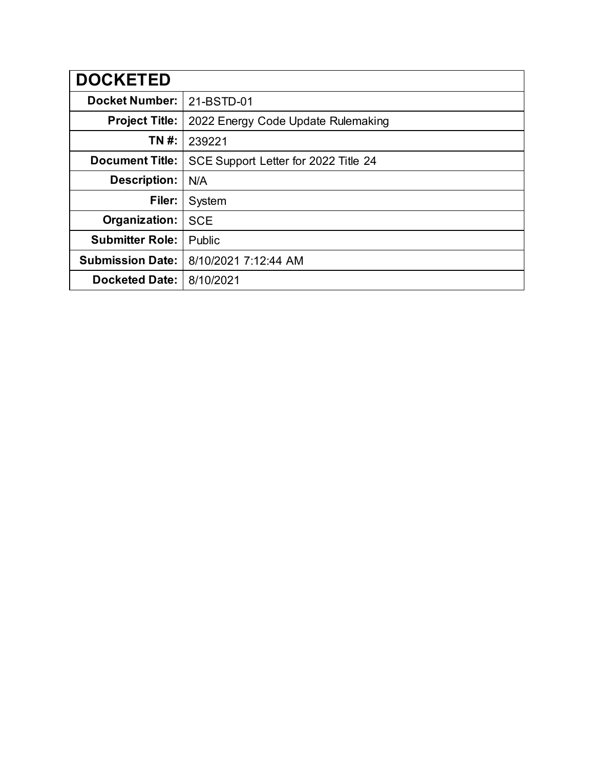| DOCKETED | |
|---|---|
| **Docket Number:** | 21-BSTD-01 |
| **Project Title:** | 2022 Energy Code Update Rulemaking |
| **TN #:** | 239221 |
| **Document Title:** | SCE Support Letter for 2022 Title 24 |
| **Description:** | N/A |
| **Filer:** | System |
| **Organization:** | SCE |
| **Submitter Role:** | Public |
| **Submission Date:** | 8/10/2021 7:12:44 AM |
| **Docketed Date:** | 8/10/2021 |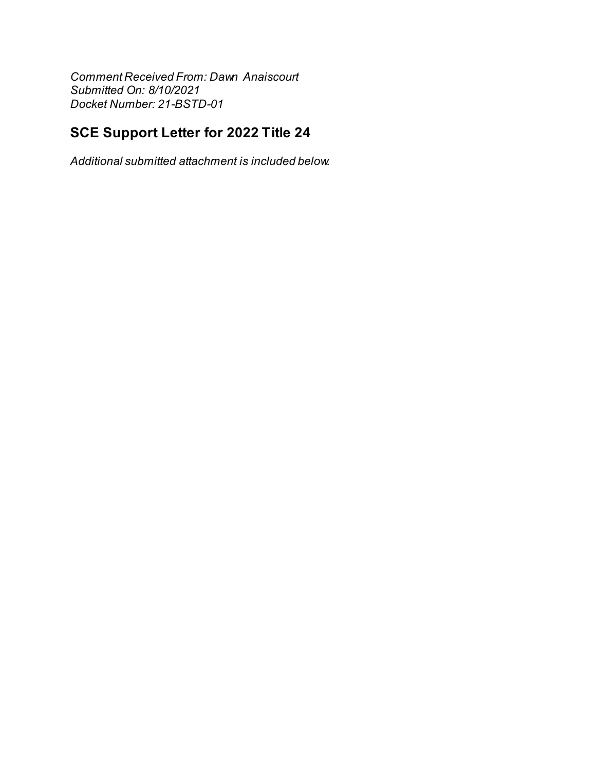*Comment Received From: Dawn Anaiscourt*
*Submitted On: 8/10/2021*
*Docket Number: 21-BSTD-01*

## SCE Support Letter for 2022 Title 24

*Additional submitted attachment is included below.*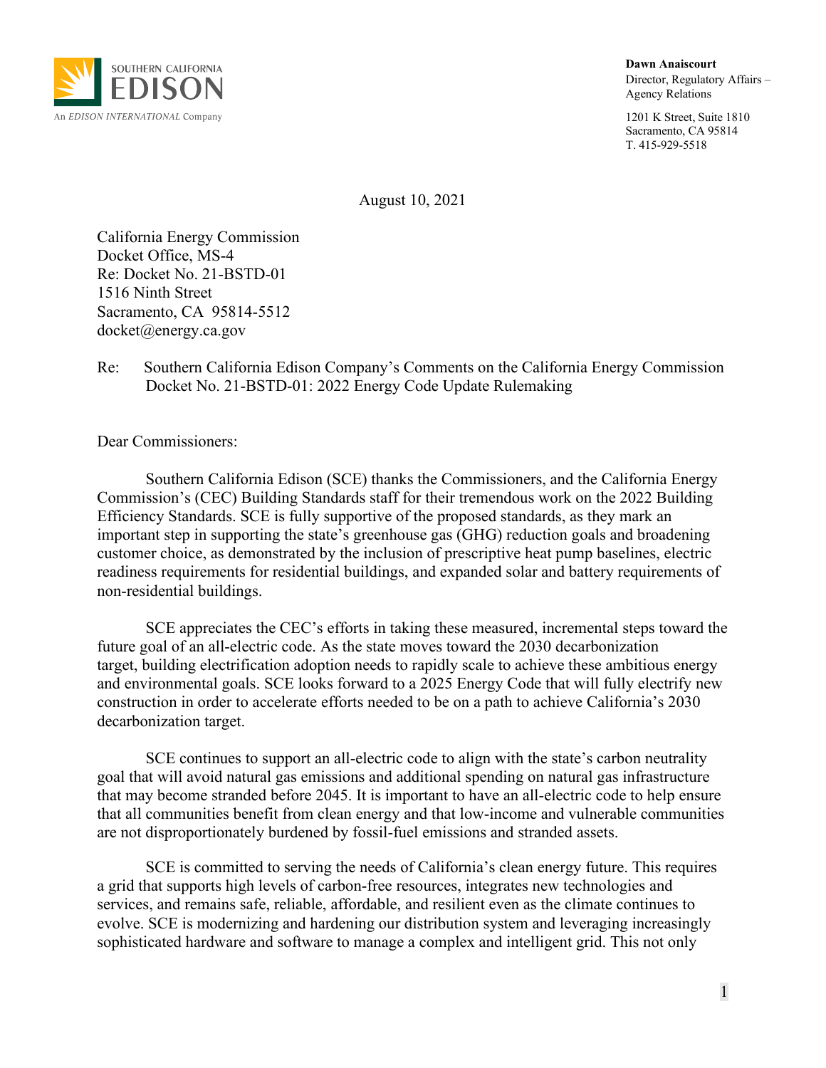**Dawn Anaiscourt**
Director, Regulatory Affairs – Agency Relations

1201 K Street, Suite 1810
Sacramento, CA 95814
T. 415-929-5518

August 10, 2021

California Energy Commission
Docket Office, MS-4
Re: Docket No. 21-BSTD-01
1516 Ninth Street
Sacramento, CA 95814-5512
docket@energy.ca.gov

Re: Southern California Edison Company's Comments on the California Energy Commission Docket No. 21-BSTD-01: 2022 Energy Code Update Rulemaking

Dear Commissioners:

Southern California Edison (SCE) thanks the Commissioners, and the California Energy Commission's (CEC) Building Standards staff for their tremendous work on the 2022 Building Efficiency Standards. SCE is fully supportive of the proposed standards, as they mark an important step in supporting the state's greenhouse gas (GHG) reduction goals and broadening customer choice, as demonstrated by the inclusion of prescriptive heat pump baselines, electric readiness requirements for residential buildings, and expanded solar and battery requirements of non-residential buildings.

SCE appreciates the CEC's efforts in taking these measured, incremental steps toward the future goal of an all-electric code. As the state moves toward the 2030 decarbonization target, building electrification adoption needs to rapidly scale to achieve these ambitious energy and environmental goals. SCE looks forward to a 2025 Energy Code that will fully electrify new construction in order to accelerate efforts needed to be on a path to achieve California's 2030 decarbonization target.

SCE continues to support an all-electric code to align with the state's carbon neutrality goal that will avoid natural gas emissions and additional spending on natural gas infrastructure that may become stranded before 2045. It is important to have an all-electric code to help ensure that all communities benefit from clean energy and that low-income and vulnerable communities are not disproportionately burdened by fossil-fuel emissions and stranded assets.

SCE is committed to serving the needs of California's clean energy future. This requires a grid that supports high levels of carbon-free resources, integrates new technologies and services, and remains safe, reliable, affordable, and resilient even as the climate continues to evolve. SCE is modernizing and hardening our distribution system and leveraging increasingly sophisticated hardware and software to manage a complex and intelligent grid. This not only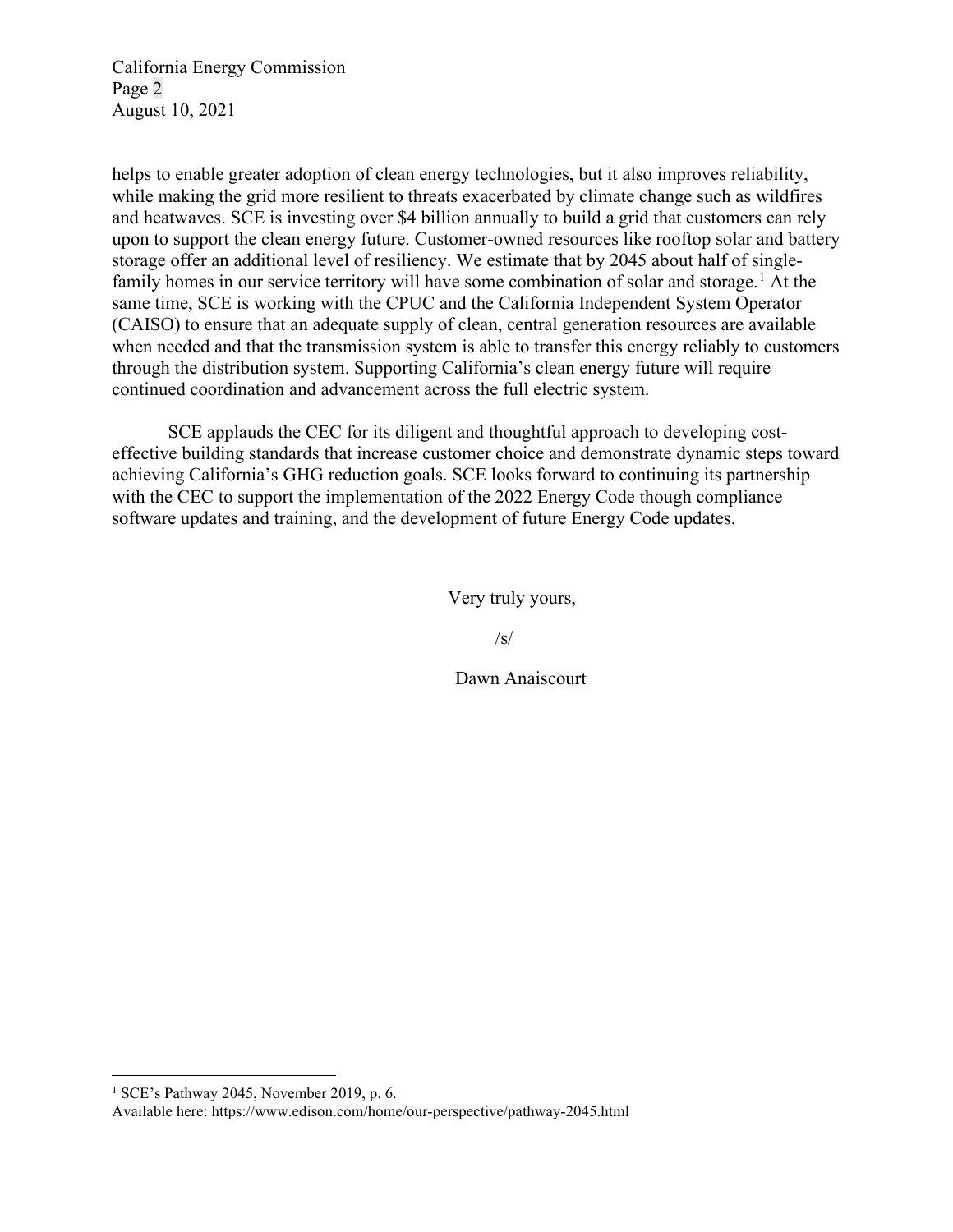helps to enable greater adoption of clean energy technologies, but it also improves reliability, while making the grid more resilient to threats exacerbated by climate change such as wildfires and heatwaves. SCE is investing over $4 billion annually to build a grid that customers can rely upon to support the clean energy future. Customer-owned resources like rooftop solar and battery storage offer an additional level of resiliency. We estimate that by 2045 about half of single-family homes in our service territory will have some combination of solar and storage.[1] At the same time, SCE is working with the CPUC and the California Independent System Operator (CAISO) to ensure that an adequate supply of clean, central generation resources are available when needed and that the transmission system is able to transfer this energy reliably to customers through the distribution system. Supporting California's clean energy future will require continued coordination and advancement across the full electric system.

SCE applauds the CEC for its diligent and thoughtful approach to developing cost-effective building standards that increase customer choice and demonstrate dynamic steps toward achieving California's GHG reduction goals. SCE looks forward to continuing its partnership with the CEC to support the implementation of the 2022 Energy Code though compliance software updates and training, and the development of future Energy Code updates.

Very truly yours,

/s/

Dawn Anaiscourt

---

[1] SCE's Pathway 2045, November 2019, p. 6.
Available here: https://www.edison.com/home/our-perspective/pathway-2045.html